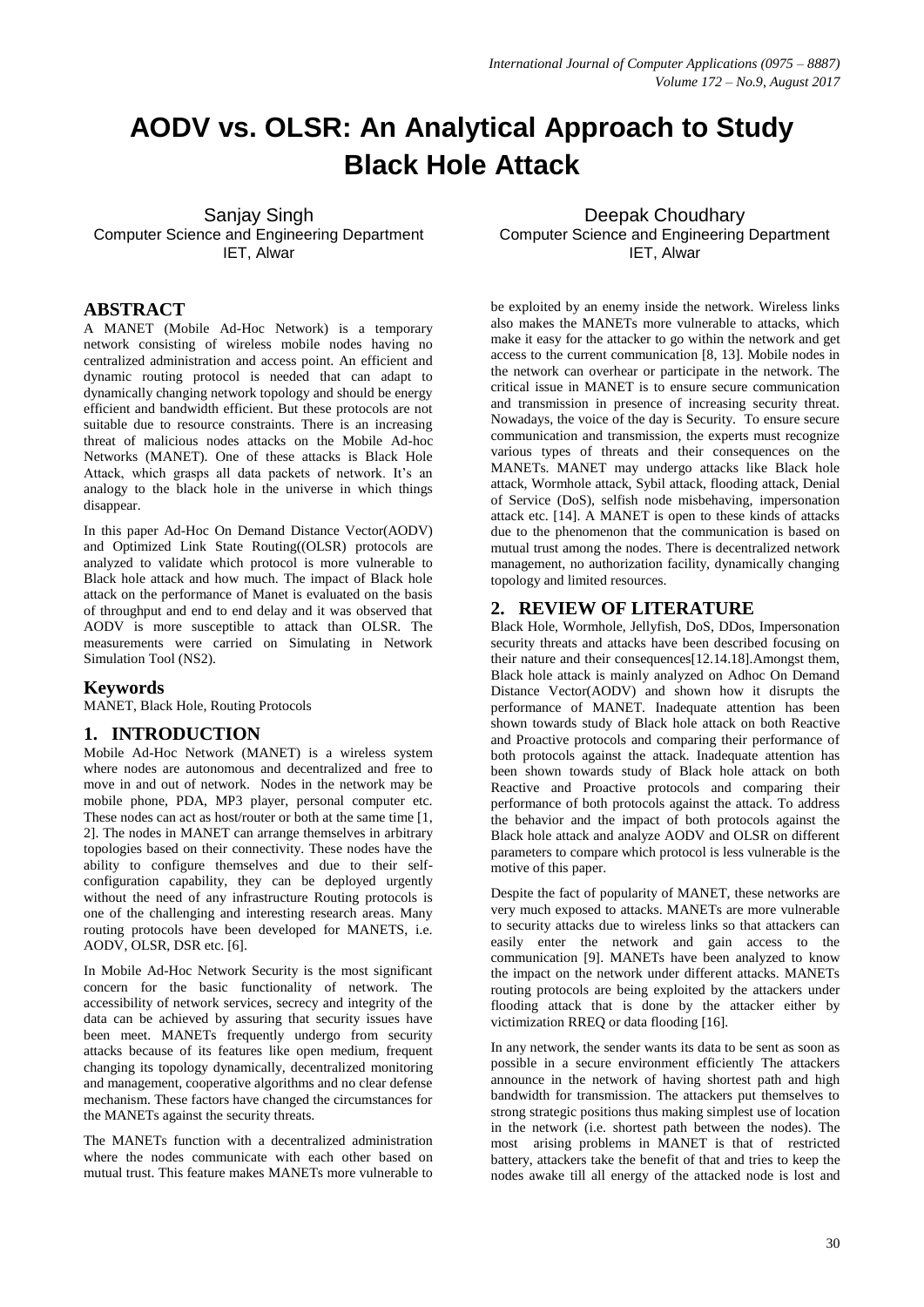# AODV vs. OLSR: An Analytical Approach to Study Black Hole Attack

Sanjay Singh
Computer Science and Engineering Department
IET, Alwar

Deepak Choudhary
Computer Science and Engineering Department
IET, Alwar

## ABSTRACT

A MANET (Mobile Ad-Hoc Network) is a temporary network consisting of wireless mobile nodes having no centralized administration and access point. An efficient and dynamic routing protocol is needed that can adapt to dynamically changing network topology and should be energy efficient and bandwidth efficient. But these protocols are not suitable due to resource constraints. There is an increasing threat of malicious nodes attacks on the Mobile Ad-hoc Networks (MANET). One of these attacks is Black Hole Attack, which grasps all data packets of network. It's an analogy to the black hole in the universe in which things disappear.

In this paper Ad-Hoc On Demand Distance Vector(AODV) and Optimized Link State Routing((OLSR) protocols are analyzed to validate which protocol is more vulnerable to Black hole attack and how much. The impact of Black hole attack on the performance of Manet is evaluated on the basis of throughput and end to end delay and it was observed that AODV is more susceptible to attack than OLSR. The measurements were carried on Simulating in Network Simulation Tool (NS2).

### Keywords

MANET, Black Hole, Routing Protocols

## 1. INTRODUCTION

Mobile Ad-Hoc Network (MANET) is a wireless system where nodes are autonomous and decentralized and free to move in and out of network. Nodes in the network may be mobile phone, PDA, MP3 player, personal computer etc. These nodes can act as host/router or both at the same time [1, 2]. The nodes in MANET can arrange themselves in arbitrary topologies based on their connectivity. These nodes have the ability to configure themselves and due to their self-configuration capability, they can be deployed urgently without the need of any infrastructure Routing protocols is one of the challenging and interesting research areas. Many routing protocols have been developed for MANETS, i.e. AODV, OLSR, DSR etc. [6].

In Mobile Ad-Hoc Network Security is the most significant concern for the basic functionality of network. The accessibility of network services, secrecy and integrity of the data can be achieved by assuring that security issues have been meet. MANETs frequently undergo from security attacks because of its features like open medium, frequent changing its topology dynamically, decentralized monitoring and management, cooperative algorithms and no clear defense mechanism. These factors have changed the circumstances for the MANETs against the security threats.

The MANETs function with a decentralized administration where the nodes communicate with each other based on mutual trust. This feature makes MANETs more vulnerable to be exploited by an enemy inside the network. Wireless links also makes the MANETs more vulnerable to attacks, which make it easy for the attacker to go within the network and get access to the current communication [8, 13]. Mobile nodes in the network can overhear or participate in the network. The critical issue in MANET is to ensure secure communication and transmission in presence of increasing security threat. Nowadays, the voice of the day is Security. To ensure secure communication and transmission, the experts must recognize various types of threats and their consequences on the MANETs. MANET may undergo attacks like Black hole attack, Wormhole attack, Sybil attack, flooding attack, Denial of Service (DoS), selfish node misbehaving, impersonation attack etc. [14]. A MANET is open to these kinds of attacks due to the phenomenon that the communication is based on mutual trust among the nodes. There is decentralized network management, no authorization facility, dynamically changing topology and limited resources.

## 2. REVIEW OF LITERATURE

Black Hole, Wormhole, Jellyfish, DoS, DDos, Impersonation security threats and attacks have been described focusing on their nature and their consequences[12.14.18].Amongst them, Black hole attack is mainly analyzed on Adhoc On Demand Distance Vector(AODV) and shown how it disrupts the performance of MANET. Inadequate attention has been shown towards study of Black hole attack on both Reactive and Proactive protocols and comparing their performance of both protocols against the attack. Inadequate attention has been shown towards study of Black hole attack on both Reactive and Proactive protocols and comparing their performance of both protocols against the attack. To address the behavior and the impact of both protocols against the Black hole attack and analyze AODV and OLSR on different parameters to compare which protocol is less vulnerable is the motive of this paper.

Despite the fact of popularity of MANET, these networks are very much exposed to attacks. MANETs are more vulnerable to security attacks due to wireless links so that attackers can easily enter the network and gain access to the communication [9]. MANETs have been analyzed to know the impact on the network under different attacks. MANETs routing protocols are being exploited by the attackers under flooding attack that is done by the attacker either by victimization RREQ or data flooding [16].

In any network, the sender wants its data to be sent as soon as possible in a secure environment efficiently The attackers announce in the network of having shortest path and high bandwidth for transmission. The attackers put themselves to strong strategic positions thus making simplest use of location in the network (i.e. shortest path between the nodes). The most arising problems in MANET is that of restricted battery, attackers take the benefit of that and tries to keep the nodes awake till all energy of the attacked node is lost and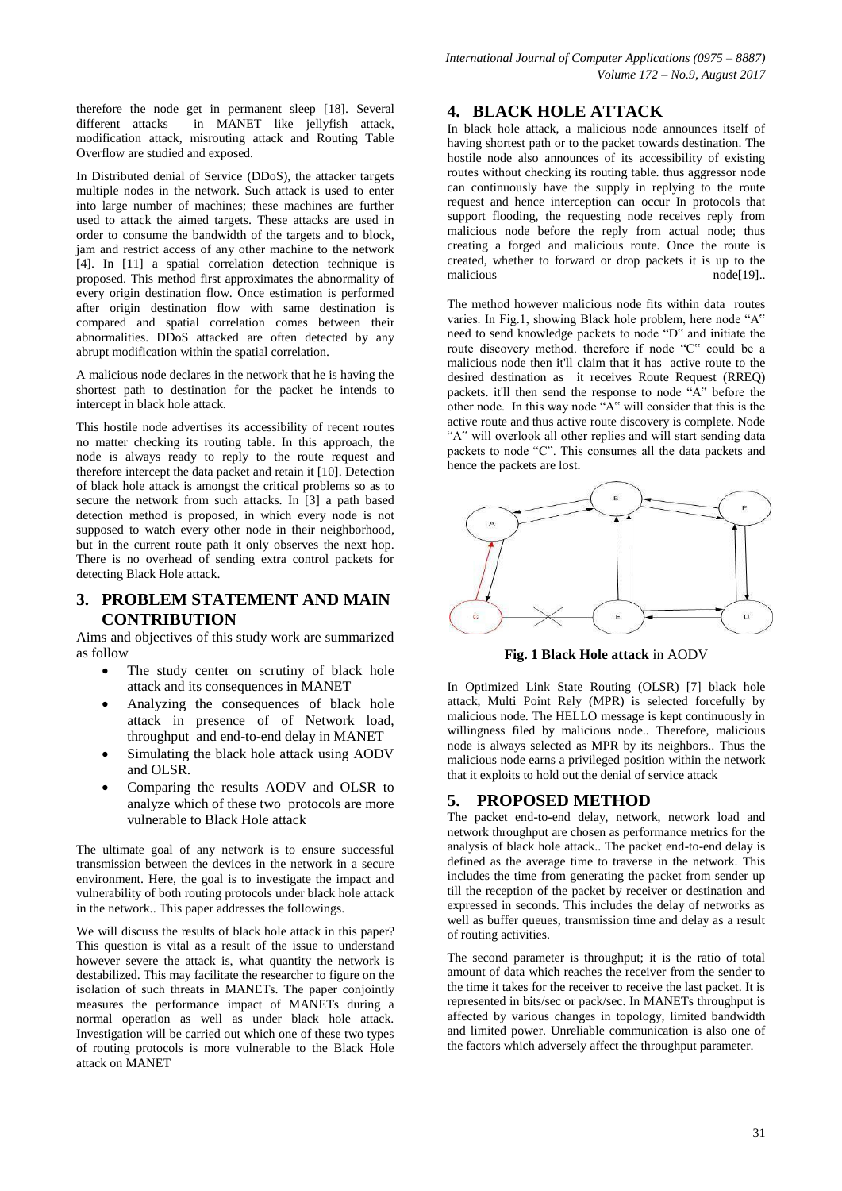therefore the node get in permanent sleep [18]. Several different attacks in MANET like jellyfish attack, modification attack, misrouting attack and Routing Table Overflow are studied and exposed.

In Distributed denial of Service (DDoS), the attacker targets multiple nodes in the network. Such attack is used to enter into large number of machines; these machines are further used to attack the aimed targets. These attacks are used in order to consume the bandwidth of the targets and to block, jam and restrict access of any other machine to the network [4]. In [11] a spatial correlation detection technique is proposed. This method first approximates the abnormality of every origin destination flow. Once estimation is performed after origin destination flow with same destination is compared and spatial correlation comes between their abnormalities. DDoS attacked are often detected by any abrupt modification within the spatial correlation.

A malicious node declares in the network that he is having the shortest path to destination for the packet he intends to intercept in black hole attack.

This hostile node advertises its accessibility of recent routes no matter checking its routing table. In this approach, the node is always ready to reply to the route request and therefore intercept the data packet and retain it [10]. Detection of black hole attack is amongst the critical problems so as to secure the network from such attacks. In [3] a path based detection method is proposed, in which every node is not supposed to watch every other node in their neighborhood, but in the current route path it only observes the next hop. There is no overhead of sending extra control packets for detecting Black Hole attack.

## 3. PROBLEM STATEMENT AND MAIN CONTRIBUTION

Aims and objectives of this study work are summarized as follow

- The study center on scrutiny of black hole attack and its consequences in MANET
- Analyzing the consequences of black hole attack in presence of of Network load, throughput and end-to-end delay in MANET
- Simulating the black hole attack using AODV and OLSR.
- Comparing the results AODV and OLSR to analyze which of these two protocols are more vulnerable to Black Hole attack

The ultimate goal of any network is to ensure successful transmission between the devices in the network in a secure environment. Here, the goal is to investigate the impact and vulnerability of both routing protocols under black hole attack in the network.. This paper addresses the followings.

We will discuss the results of black hole attack in this paper? This question is vital as a result of the issue to understand however severe the attack is, what quantity the network is destabilized. This may facilitate the researcher to figure on the isolation of such threats in MANETs. The paper conjointly measures the performance impact of MANETs during a normal operation as well as under black hole attack. Investigation will be carried out which one of these two types of routing protocols is more vulnerable to the Black Hole attack on MANET

## 4. BLACK HOLE ATTACK

In black hole attack, a malicious node announces itself of having shortest path or to the packet towards destination. The hostile node also announces of its accessibility of existing routes without checking its routing table. thus aggressor node can continuously have the supply in replying to the route request and hence interception can occur In protocols that support flooding, the requesting node receives reply from malicious node before the reply from actual node; thus creating a forged and malicious route. Once the route is created, whether to forward or drop packets it is up to the malicious node[19]..

The method however malicious node fits within data routes varies. In Fig.1, showing Black hole problem, here node "A" need to send knowledge packets to node "D" and initiate the route discovery method. therefore if node "C" could be a malicious node then it'll claim that it has active route to the desired destination as it receives Route Request (RREQ) packets. it'll then send the response to node "A" before the other node. In this way node "A" will consider that this is the active route and thus active route discovery is complete. Node "A" will overlook all other replies and will start sending data packets to node "C". This consumes all the data packets and hence the packets are lost.

**Fig. 1 Black Hole attack** in AODV

In Optimized Link State Routing (OLSR) [7] black hole attack, Multi Point Rely (MPR) is selected forcefully by malicious node. The HELLO message is kept continuously in willingness filed by malicious node.. Therefore, malicious node is always selected as MPR by its neighbors.. Thus the malicious node earns a privileged position within the network that it exploits to hold out the denial of service attack

## 5. PROPOSED METHOD

The packet end-to-end delay, network, network load and network throughput are chosen as performance metrics for the analysis of black hole attack.. The packet end-to-end delay is defined as the average time to traverse in the network. This includes the time from generating the packet from sender up till the reception of the packet by receiver or destination and expressed in seconds. This includes the delay of networks as well as buffer queues, transmission time and delay as a result of routing activities.

The second parameter is throughput; it is the ratio of total amount of data which reaches the receiver from the sender to the time it takes for the receiver to receive the last packet. It is represented in bits/sec or pack/sec. In MANETs throughput is affected by various changes in topology, limited bandwidth and limited power. Unreliable communication is also one of the factors which adversely affect the throughput parameter.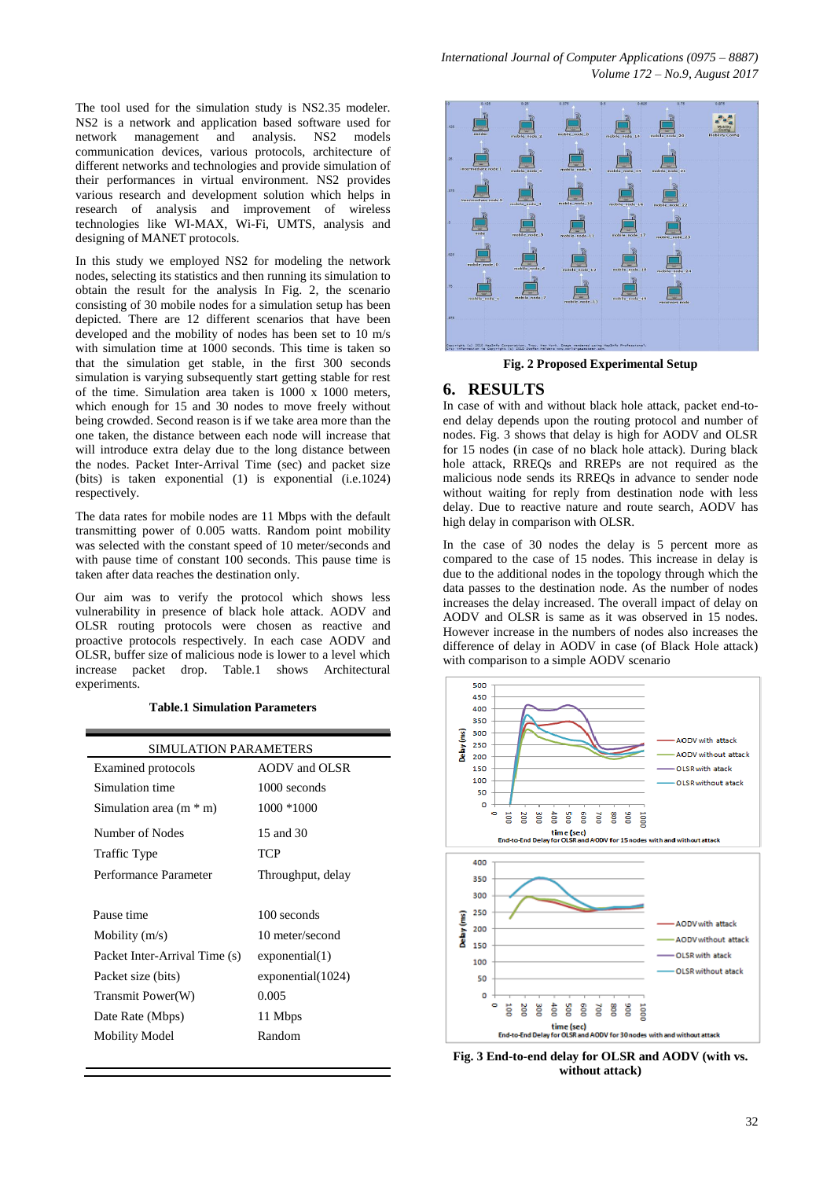The tool used for the simulation study is NS2.35 modeler. NS2 is a network and application based software used for network management and analysis. NS2 models communication devices, various protocols, architecture of different networks and technologies and provide simulation of their performances in virtual environment. NS2 provides various research and development solution which helps in research of analysis and improvement of wireless technologies like WI-MAX, Wi-Fi, UMTS, analysis and designing of MANET protocols.

In this study we employed NS2 for modeling the network nodes, selecting its statistics and then running its simulation to obtain the result for the analysis In Fig. 2, the scenario consisting of 30 mobile nodes for a simulation setup has been depicted. There are 12 different scenarios that have been developed and the mobility of nodes has been set to 10 m/s with simulation time at 1000 seconds. This time is taken so that the simulation get stable, in the first 300 seconds simulation is varying subsequently start getting stable for rest of the time. Simulation area taken is 1000 x 1000 meters, which enough for 15 and 30 nodes to move freely without being crowded. Second reason is if we take area more than the one taken, the distance between each node will increase that will introduce extra delay due to the long distance between the nodes. Packet Inter-Arrival Time (sec) and packet size (bits) is taken exponential (1) is exponential (i.e.1024) respectively.

The data rates for mobile nodes are 11 Mbps with the default transmitting power of 0.005 watts. Random point mobility was selected with the constant speed of 10 meter/seconds and with pause time of constant 100 seconds. This pause time is taken after data reaches the destination only.

Our aim was to verify the protocol which shows less vulnerability in presence of black hole attack. AODV and OLSR routing protocols were chosen as reactive and proactive protocols respectively. In each case AODV and OLSR, buffer size of malicious node is lower to a level which increase packet drop. Table.1 shows Architectural experiments.

**Table.1 Simulation Parameters**

| SIMULATION PARAMETERS | |
|---|---|
| Examined protocols | AODV and OLSR |
| Simulation time | 1000 seconds |
| Simulation area (m * m) | 1000 *1000 |
| Number of Nodes | 15 and 30 |
| Traffic Type | TCP |
| Performance Parameter | Throughput, delay |
| Pause time | 100 seconds |
| Mobility (m/s) | 10 meter/second |
| Packet Inter-Arrival Time (s) | exponential(1) |
| Packet size (bits) | exponential(1024) |
| Transmit Power(W) | 0.005 |
| Date Rate (Mbps) | 11 Mbps |
| Mobility Model | Random |

**Fig. 2 Proposed Experimental Setup**

## 6. RESULTS

In case of with and without black hole attack, packet end-to-end delay depends upon the routing protocol and number of nodes. Fig. 3 shows that delay is high for AODV and OLSR for 15 nodes (in case of no black hole attack). During black hole attack, RREQs and RREPs are not required as the malicious node sends its RREQs in advance to sender node without waiting for reply from destination node with less delay. Due to reactive nature and route search, AODV has high delay in comparison with OLSR.

In the case of 30 nodes the delay is 5 percent more as compared to the case of 15 nodes. This increase in delay is due to the additional nodes in the topology through which the data passes to the destination node. As the number of nodes increases the delay increased. The overall impact of delay on AODV and OLSR is same as it was observed in 15 nodes. However increase in the numbers of nodes also increases the difference of delay in AODV in case (of Black Hole attack) with comparison to a simple AODV scenario

**Fig. 3 End-to-end delay for OLSR and AODV (with vs. without attack)**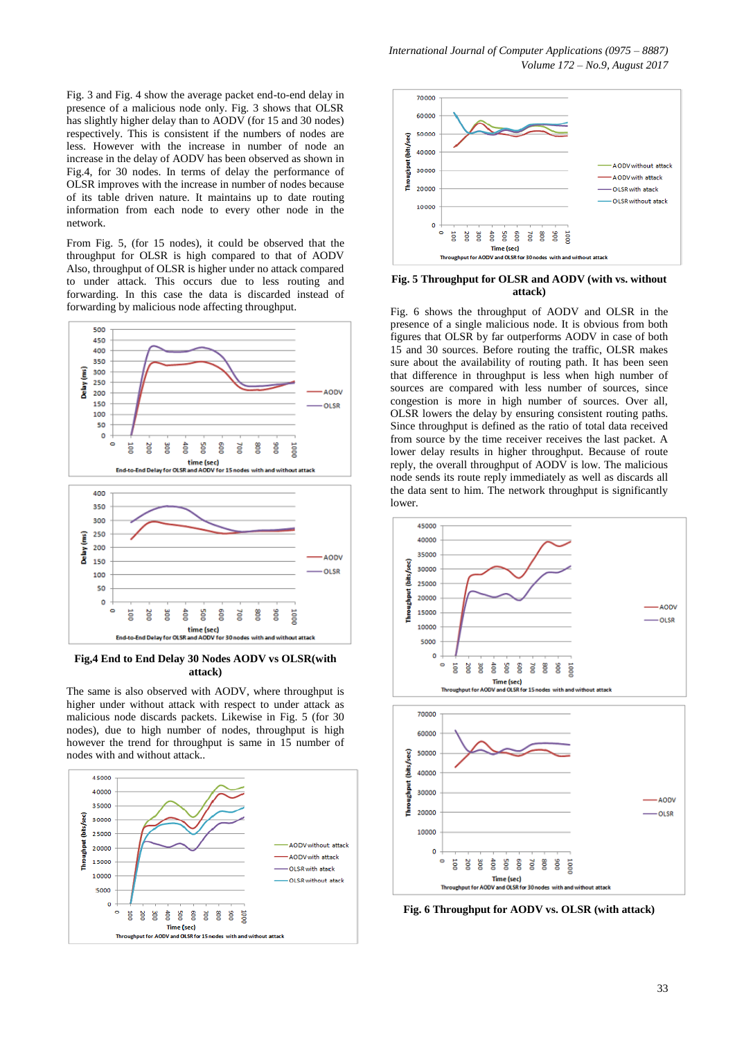Fig. 3 and Fig. 4 show the average packet end-to-end delay in presence of a malicious node only. Fig. 3 shows that OLSR has slightly higher delay than to AODV (for 15 and 30 nodes) respectively. This is consistent if the numbers of nodes are less. However with the increase in number of node an increase in the delay of AODV has been observed as shown in Fig.4, for 30 nodes. In terms of delay the performance of OLSR improves with the increase in number of nodes because of its table driven nature. It maintains up to date routing information from each node to every other node in the network.

From Fig. 5, (for 15 nodes), it could be observed that the throughput for OLSR is high compared to that of AODV Also, throughput of OLSR is higher under no attack compared to under attack. This occurs due to less routing and forwarding. In this case the data is discarded instead of forwarding by malicious node affecting throughput.

**Fig,4 End to End Delay 30 Nodes AODV vs OLSR(with attack)**

The same is also observed with AODV, where throughput is higher under without attack with respect to under attack as malicious node discards packets. Likewise in Fig. 5 (for 30 nodes), due to high number of nodes, throughput is high however the trend for throughput is same in 15 number of nodes with and without attack..

**Fig. 5 Throughput for OLSR and AODV (with vs. without attack)**

Fig. 6 shows the throughput of AODV and OLSR in the presence of a single malicious node. It is obvious from both figures that OLSR by far outperforms AODV in case of both 15 and 30 sources. Before routing the traffic, OLSR makes sure about the availability of routing path. It has been seen that difference in throughput is less when high number of sources are compared with less number of sources, since congestion is more in high number of sources. Over all, OLSR lowers the delay by ensuring consistent routing paths. Since throughput is defined as the ratio of total data received from source by the time receiver receives the last packet. A lower delay results in higher throughput. Because of route reply, the overall throughput of AODV is low. The malicious node sends its route reply immediately as well as discards all the data sent to him. The network throughput is significantly lower.

**Fig. 6 Throughput for AODV vs. OLSR (with attack)**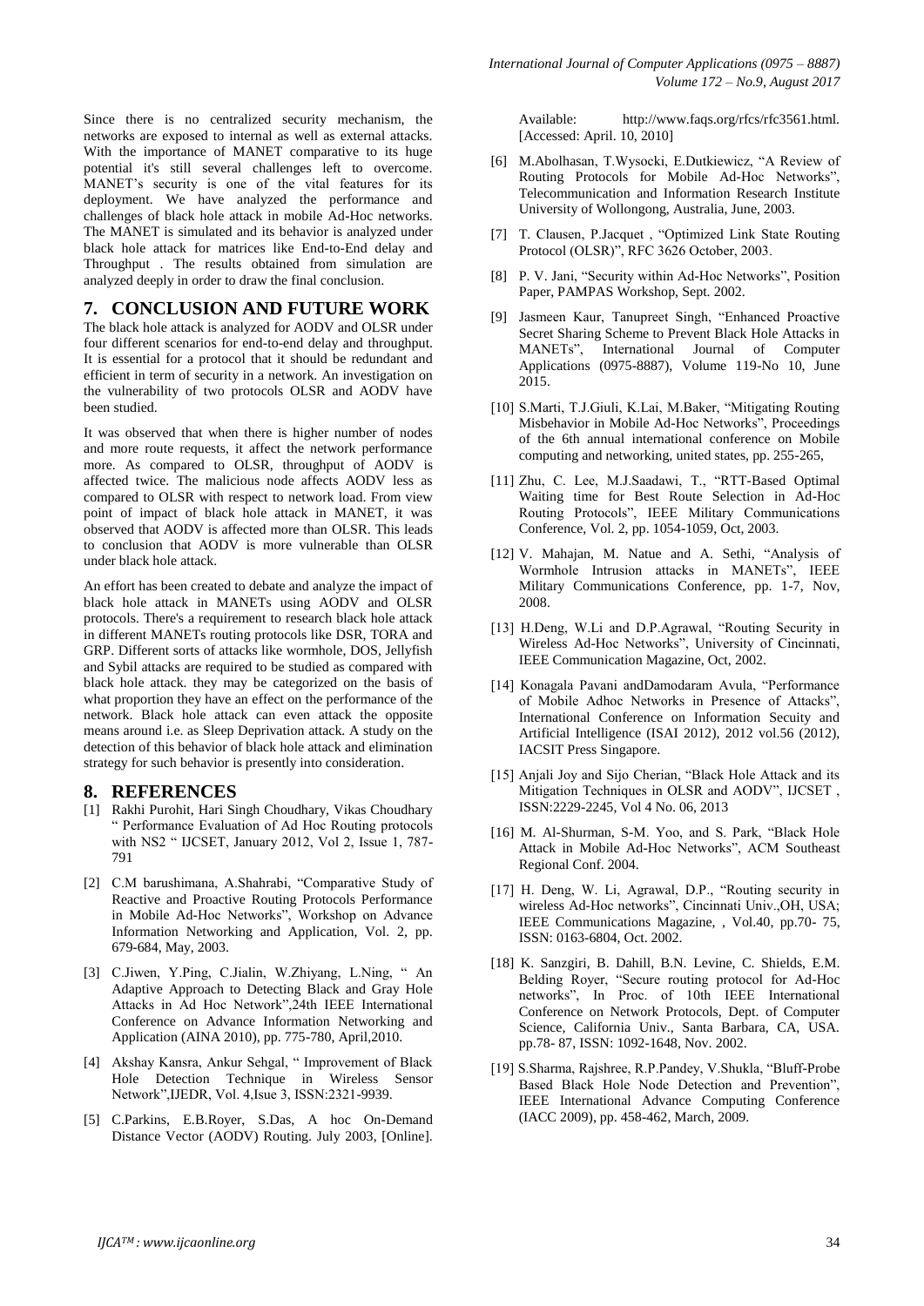Since there is no centralized security mechanism, the networks are exposed to internal as well as external attacks. With the importance of MANET comparative to its huge potential it's still several challenges left to overcome. MANET's security is one of the vital features for its deployment. We have analyzed the performance and challenges of black hole attack in mobile Ad-Hoc networks. The MANET is simulated and its behavior is analyzed under black hole attack for matrices like End-to-End delay and Throughput . The results obtained from simulation are analyzed deeply in order to draw the final conclusion.

## 7. CONCLUSION AND FUTURE WORK

The black hole attack is analyzed for AODV and OLSR under four different scenarios for end-to-end delay and throughput. It is essential for a protocol that it should be redundant and efficient in term of security in a network. An investigation on the vulnerability of two protocols OLSR and AODV have been studied.

It was observed that when there is higher number of nodes and more route requests, it affect the network performance more. As compared to OLSR, throughput of AODV is affected twice. The malicious node affects AODV less as compared to OLSR with respect to network load. From view point of impact of black hole attack in MANET, it was observed that AODV is affected more than OLSR. This leads to conclusion that AODV is more vulnerable than OLSR under black hole attack.

An effort has been created to debate and analyze the impact of black hole attack in MANETs using AODV and OLSR protocols. There's a requirement to research black hole attack in different MANETs routing protocols like DSR, TORA and GRP. Different sorts of attacks like wormhole, DOS, Jellyfish and Sybil attacks are required to be studied as compared with black hole attack. they may be categorized on the basis of what proportion they have an effect on the performance of the network. Black hole attack can even attack the opposite means around i.e. as Sleep Deprivation attack. A study on the detection of this behavior of black hole attack and elimination strategy for such behavior is presently into consideration.

## 8. REFERENCES

[1] Rakhi Purohit, Hari Singh Choudhary, Vikas Choudhary " Performance Evaluation of Ad Hoc Routing protocols with NS2 " IJCSET, January 2012, Vol 2, Issue 1, 787-791

[2] C.M barushimana, A.Shahrabi, "Comparative Study of Reactive and Proactive Routing Protocols Performance in Mobile Ad-Hoc Networks", Workshop on Advance Information Networking and Application, Vol. 2, pp. 679-684, May, 2003.

[3] C.Jiwen, Y.Ping, C.Jialin, W.Zhiyang, L.Ning, " An Adaptive Approach to Detecting Black and Gray Hole Attacks in Ad Hoc Network",24th IEEE International Conference on Advance Information Networking and Application (AINA 2010), pp. 775-780, April,2010.

[4] Akshay Kansra, Ankur Sehgal, " Improvement of Black Hole Detection Technique in Wireless Sensor Network",IJEDR, Vol. 4,Isue 3, ISSN:2321-9939.

[5] C.Parkins, E.B.Royer, S.Das, A hoc On-Demand Distance Vector (AODV) Routing. July 2003, [Online]. Available: http://www.faqs.org/rfcs/rfc3561.html. [Accessed: April. 10, 2010]

[6] M.Abolhasan, T.Wysocki, E.Dutkiewicz, "A Review of Routing Protocols for Mobile Ad-Hoc Networks", Telecommunication and Information Research Institute University of Wollongong, Australia, June, 2003.

[7] T. Clausen, P.Jacquet , "Optimized Link State Routing Protocol (OLSR)", RFC 3626 October, 2003.

[8] P. V. Jani, "Security within Ad-Hoc Networks", Position Paper, PAMPAS Workshop, Sept. 2002.

[9] Jasmeen Kaur, Tanupreet Singh, "Enhanced Proactive Secret Sharing Scheme to Prevent Black Hole Attacks in MANETs", International Journal of Computer Applications (0975-8887), Volume 119-No 10, June 2015.

[10] S.Marti, T.J.Giuli, K.Lai, M.Baker, "Mitigating Routing Misbehavior in Mobile Ad-Hoc Networks", Proceedings of the 6th annual international conference on Mobile computing and networking, united states, pp. 255-265,

[11] Zhu, C. Lee, M.J.Saadawi, T., "RTT-Based Optimal Waiting time for Best Route Selection in Ad-Hoc Routing Protocols", IEEE Military Communications Conference, Vol. 2, pp. 1054-1059, Oct, 2003.

[12] V. Mahajan, M. Natue and A. Sethi, "Analysis of Wormhole Intrusion attacks in MANETs", IEEE Military Communications Conference, pp. 1-7, Nov, 2008.

[13] H.Deng, W.Li and D.P.Agrawal, "Routing Security in Wireless Ad-Hoc Networks", University of Cincinnati, IEEE Communication Magazine, Oct, 2002.

[14] Konagala Pavani andDamodaram Avula, "Performance of Mobile Adhoc Networks in Presence of Attacks", International Conference on Information Secuity and Artificial Intelligence (ISAI 2012), 2012 vol.56 (2012), IACSIT Press Singapore.

[15] Anjali Joy and Sijo Cherian, "Black Hole Attack and its Mitigation Techniques in OLSR and AODV", IJCSET , ISSN:2229-2245, Vol 4 No. 06, 2013

[16] M. Al-Shurman, S-M. Yoo, and S. Park, "Black Hole Attack in Mobile Ad-Hoc Networks", ACM Southeast Regional Conf. 2004.

[17] H. Deng, W. Li, Agrawal, D.P., "Routing security in wireless Ad-Hoc networks", Cincinnati Univ.,OH, USA; IEEE Communications Magazine, , Vol.40, pp.70- 75, ISSN: 0163-6804, Oct. 2002.

[18] K. Sanzgiri, B. Dahill, B.N. Levine, C. Shields, E.M. Belding Royer, "Secure routing protocol for Ad-Hoc networks", In Proc. of 10th IEEE International Conference on Network Protocols, Dept. of Computer Science, California Univ., Santa Barbara, CA, USA. pp.78- 87, ISSN: 1092-1648, Nov. 2002.

[19] S.Sharma, Rajshree, R.P.Pandey, V.Shukla, "Bluff-Probe Based Black Hole Node Detection and Prevention", IEEE International Advance Computing Conference (IACC 2009), pp. 458-462, March, 2009.